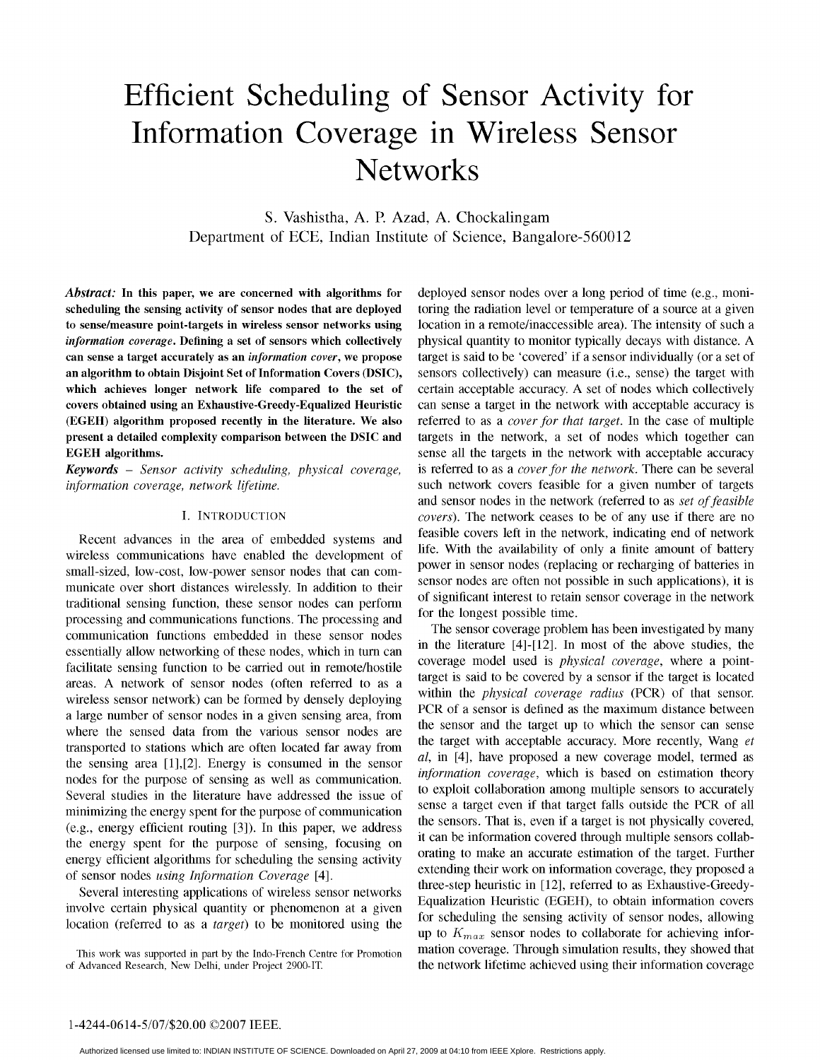# Efficient Scheduling of Sensor Activity for Information Coverage in Wireless Sensor Networks

S. Vashistha, A. P. Azad, A. Chockalingam
Department of ECE, Indian Institute of Science, Bangalore-560012

***Abstract:*** **In this paper, we are concerned with algorithms for scheduling the sensing activity of sensor nodes that are deployed to sense/measure point-targets in wireless sensor networks using *information coverage*. Defining a set of sensors which collectively can sense a target accurately as an *information cover*, we propose an algorithm to obtain Disjoint Set of Information Covers (DSIC), which achieves longer network life compared to the set of covers obtained using an Exhaustive-Greedy-Equalized Heuristic (EGEH) algorithm proposed recently in the literature. We also present a detailed complexity comparison between the DSIC and EGEH algorithms.**

***Keywords*** – *Sensor activity scheduling, physical coverage, information coverage, network lifetime.*

## I. Introduction

Recent advances in the area of embedded systems and wireless communications have enabled the development of small-sized, low-cost, low-power sensor nodes that can communicate over short distances wirelessly. In addition to their traditional sensing function, these sensor nodes can perform processing and communications functions. The processing and communication functions embedded in these sensor nodes essentially allow networking of these nodes, which in turn can facilitate sensing function to be carried out in remote/hostile areas. A network of sensor nodes (often referred to as a wireless sensor network) can be formed by densely deploying a large number of sensor nodes in a given sensing area, from where the sensed data from the various sensor nodes are transported to stations which are often located far away from the sensing area [1],[2]. Energy is consumed in the sensor nodes for the purpose of sensing as well as communication. Several studies in the literature have addressed the issue of minimizing the energy spent for the purpose of communication (e.g., energy efficient routing [3]). In this paper, we address the energy spent for the purpose of sensing, focusing on energy efficient algorithms for scheduling the sensing activity of sensor nodes *using Information Coverage* [4].

Several interesting applications of wireless sensor networks involve certain physical quantity or phenomenon at a given location (referred to as a *target*) to be monitored using the deployed sensor nodes over a long period of time (e.g., monitoring the radiation level or temperature of a source at a given location in a remote/inaccessible area). The intensity of such a physical quantity to monitor typically decays with distance. A target is said to be 'covered' if a sensor individually (or a set of sensors collectively) can measure (i.e., sense) the target with certain acceptable accuracy. A set of nodes which collectively can sense a target in the network with acceptable accuracy is referred to as a *cover for that target*. In the case of multiple targets in the network, a set of nodes which together can sense all the targets in the network with acceptable accuracy is referred to as a *cover for the network*. There can be several such network covers feasible for a given number of targets and sensor nodes in the network (referred to as *set of feasible covers*). The network ceases to be of any use if there are no feasible covers left in the network, indicating end of network life. With the availability of only a finite amount of battery power in sensor nodes (replacing or recharging of batteries in sensor nodes are often not possible in such applications), it is of significant interest to retain sensor coverage in the network for the longest possible time.

The sensor coverage problem has been investigated by many in the literature [4]-[12]. In most of the above studies, the coverage model used is *physical coverage*, where a point-target is said to be covered by a sensor if the target is located within the *physical coverage radius* (PCR) of that sensor. PCR of a sensor is defined as the maximum distance between the sensor and the target up to which the sensor can sense the target with acceptable accuracy. More recently, Wang *et al*, in [4], have proposed a new coverage model, termed as *information coverage*, which is based on estimation theory to exploit collaboration among multiple sensors to accurately sense a target even if that target falls outside the PCR of all the sensors. That is, even if a target is not physically covered, it can be information covered through multiple sensors collaborating to make an accurate estimation of the target. Further extending their work on information coverage, they proposed a three-step heuristic in [12], referred to as Exhaustive-Greedy-Equalization Heuristic (EGEH), to obtain information covers for scheduling the sensing activity of sensor nodes, allowing up to $K_{max}$ sensor nodes to collaborate for achieving information coverage. Through simulation results, they showed that the network lifetime achieved using their information coverage

This work was supported in part by the Indo-French Centre for Promotion of Advanced Research, New Delhi, under Project 2900-IT.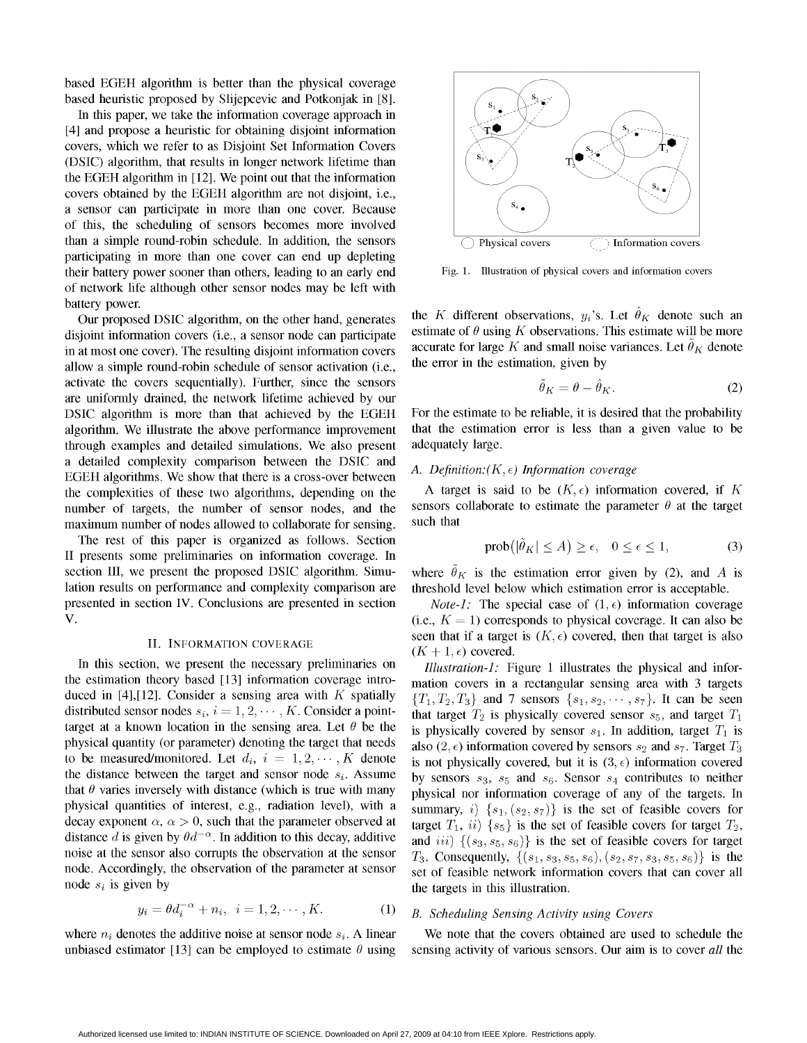based EGEH algorithm is better than the physical coverage based heuristic proposed by Slijepcevic and Potkonjak in [8].

In this paper, we take the information coverage approach in [4] and propose a heuristic for obtaining disjoint information covers, which we refer to as Disjoint Set Information Covers (DSIC) algorithm, that results in longer network lifetime than the EGEH algorithm in [12]. We point out that the information covers obtained by the EGEH algorithm are not disjoint, i.e., a sensor can participate in more than one cover. Because of this, the scheduling of sensors becomes more involved than a simple round-robin schedule. In addition, the sensors participating in more than one cover can end up depleting their battery power sooner than others, leading to an early end of network life although other sensor nodes may be left with battery power.

Our proposed DSIC algorithm, on the other hand, generates disjoint information covers (i.e., a sensor node can participate in at most one cover). The resulting disjoint information covers allow a simple round-robin schedule of sensor activation (i.e., activate the covers sequentially). Further, since the sensors are uniformly drained, the network lifetime achieved by our DSIC algorithm is more than that achieved by the EGEH algorithm. We illustrate the above performance improvement through examples and detailed simulations. We also present a detailed complexity comparison between the DSIC and EGEH algorithms. We show that there is a cross-over between the complexities of these two algorithms, depending on the number of targets, the number of sensor nodes, and the maximum number of nodes allowed to collaborate for sensing.

The rest of this paper is organized as follows. Section II presents some preliminaries on information coverage. In section III, we present the proposed DSIC algorithm. Simulation results on performance and complexity comparison are presented in section IV. Conclusions are presented in section V.

## II. Information Coverage

In this section, we present the necessary preliminaries on the estimation theory based [13] information coverage introduced in [4],[12]. Consider a sensing area with $K$ spatially distributed sensor nodes $s_i$, $i = 1, 2, \cdots, K$. Consider a point-target at a known location in the sensing area. Let $\theta$ be the physical quantity (or parameter) denoting the target that needs to be measured/monitored. Let $d_i$, $i = 1, 2, \cdots, K$ denote the distance between the target and sensor node $s_i$. Assume that $\theta$ varies inversely with distance (which is true with many physical quantities of interest, e.g., radiation level), with a decay exponent $\alpha$, $\alpha > 0$, such that the parameter observed at distance $d$ is given by $\theta d^{-\alpha}$. In addition to this decay, additive noise at the sensor also corrupts the observation at the sensor node. Accordingly, the observation of the parameter at sensor node $s_i$ is given by

$$y_i = \theta d_i^{-\alpha} + n_i, \quad i = 1, 2, \cdots, K. \tag{1}$$

where $n_i$ denotes the additive noise at sensor node $s_i$. A linear unbiased estimator [13] can be employed to estimate $\theta$ using the $K$ different observations, $y_i$'s. Let $\hat{\theta}_K$ denote such an estimate of $\theta$ using $K$ observations. This estimate will be more accurate for large $K$ and small noise variances. Let $\tilde{\theta}_K$ denote the error in the estimation, given by

$$\tilde{\theta}_K = \theta - \hat{\theta}_K. \tag{2}$$

For the estimate to be reliable, it is desired that the probability that the estimation error is less than a given value to be adequately large.

Fig. 1. Illustration of physical covers and information covers

### A. Definition: $(K, \epsilon)$ Information coverage

A target is said to be $(K, \epsilon)$ information covered, if $K$ sensors collaborate to estimate the parameter $\theta$ at the target such that

$$\text{prob}\big(|\tilde{\theta}_K| \leq A\big) \geq \epsilon, \quad 0 \leq \epsilon \leq 1, \tag{3}$$

where $\tilde{\theta}_K$ is the estimation error given by (2), and $A$ is threshold level below which estimation error is acceptable.

*Note-1:* The special case of $(1, \epsilon)$ information coverage (i.e., $K = 1$) corresponds to physical coverage. It can also be seen that if a target is $(K, \epsilon)$ covered, then that target is also $(K + 1, \epsilon)$ covered.

*Illustration-1:* Figure 1 illustrates the physical and information covers in a rectangular sensing area with 3 targets $\{T_1, T_2, T_3\}$ and 7 sensors $\{s_1, s_2, \cdots, s_7\}$. It can be seen that target $T_2$ is physically covered sensor $s_5$, and target $T_1$ is physically covered by sensor $s_1$. In addition, target $T_1$ is also $(2, \epsilon)$ information covered by sensors $s_2$ and $s_7$. Target $T_3$ is not physically covered, but it is $(3, \epsilon)$ information covered by sensors $s_3$, $s_5$ and $s_6$. Sensor $s_4$ contributes to neither physical nor information coverage of any of the targets. In summary, $i)$ $\{s_1, (s_2, s_7)\}$ is the set of feasible covers for target $T_1$, $ii)$ $\{s_5\}$ is the set of feasible covers for target $T_2$, and $iii)$ $\{(s_3, s_5, s_6)\}$ is the set of feasible covers for target $T_3$. Consequently, $\{(s_1, s_3, s_5, s_6), (s_2, s_7, s_3, s_5, s_6)\}$ is the set of feasible network information covers that can cover all the targets in this illustration.

### B. Scheduling Sensing Activity using Covers

We note that the covers obtained are used to schedule the sensing activity of various sensors. Our aim is to cover *all* the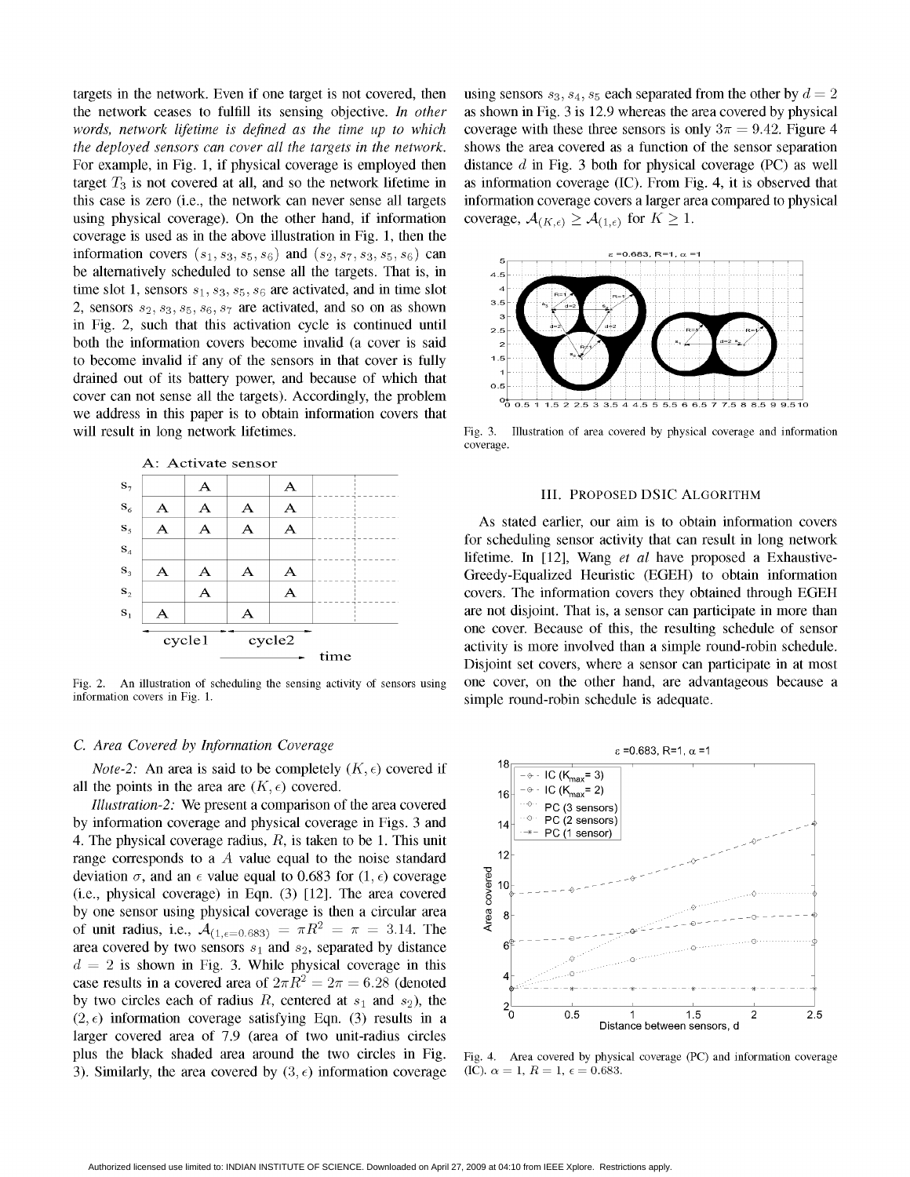targets in the network. Even if one target is not covered, then the network ceases to fulfill its sensing objective. *In other words, network lifetime is defined as the time up to which the deployed sensors can cover all the targets in the network.* For example, in Fig. 1, if physical coverage is employed then target $T_3$ is not covered at all, and so the network lifetime in this case is zero (i.e., the network can never sense all targets using physical coverage). On the other hand, if information coverage is used as in the above illustration in Fig. 1, then the information covers $(s_1, s_3, s_5, s_6)$ and $(s_2, s_7, s_3, s_5, s_6)$ can be alternatively scheduled to sense all the targets. That is, in time slot 1, sensors $s_1, s_3, s_5, s_6$ are activated, and in time slot 2, sensors $s_2, s_3, s_5, s_6, s_7$ are activated, and so on as shown in Fig. 2, such that this activation cycle is continued until both the information covers become invalid (a cover is said to become invalid if any of the sensors in that cover is fully drained out of its battery power, and because of which that cover can not sense all the targets). Accordingly, the problem we address in this paper is to obtain information covers that will result in long network lifetimes.

A: Activate sensor

| | | | | | | |
|---|---|---|---|---|---|---|
| $s_7$ | | A | | A | | |
| $s_6$ | A | A | A | A | | |
| $s_5$ | A | A | A | A | | |
| $s_4$ | | | | | | |
| $s_3$ | A | A | A | A | | |
| $s_2$ | | A | | A | | |
| $s_1$ | A | | A | | | |

cycle1 cycle2 → time

Fig. 2. An illustration of scheduling the sensing activity of sensors using information covers in Fig. 1.

### C. Area Covered by Information Coverage

*Note-2:* An area is said to be completely $(K, \epsilon)$ covered if all the points in the area are $(K, \epsilon)$ covered.

*Illustration-2:* We present a comparison of the area covered by information coverage and physical coverage in Figs. 3 and 4. The physical coverage radius, $R$, is taken to be 1. This unit range corresponds to a $A$ value equal to the noise standard deviation $\sigma$, and an $\epsilon$ value equal to 0.683 for $(1, \epsilon)$ coverage (i.e., physical coverage) in Eqn. (3) [12]. The area covered by one sensor using physical coverage is then a circular area of unit radius, i.e., $\mathcal{A}_{(1,\epsilon=0.683)} = \pi R^2 = \pi = 3.14$. The area covered by two sensors $s_1$ and $s_2$, separated by distance $d = 2$ is shown in Fig. 3. While physical coverage in this case results in a covered area of $2\pi R^2 = 2\pi = 6.28$ (denoted by two circles each of radius $R$, centered at $s_1$ and $s_2$), the $(2, \epsilon)$ information coverage satisfying Eqn. (3) results in a larger covered area of 7.9 (area of two unit-radius circles plus the black shaded area around the two circles in Fig. 3). Similarly, the area covered by $(3, \epsilon)$ information coverage using sensors $s_3, s_4, s_5$ each separated from the other by $d = 2$ as shown in Fig. 3 is 12.9 whereas the area covered by physical coverage with these three sensors is only $3\pi = 9.42$. Figure 4 shows the area covered as a function of the sensor separation distance $d$ in Fig. 3 both for physical coverage (PC) as well as information coverage (IC). From Fig. 4, it is observed that information coverage covers a larger area compared to physical coverage, $\mathcal{A}_{(K,\epsilon)} \geq \mathcal{A}_{(1,\epsilon)}$ for $K \geq 1$.

Fig. 3. Illustration of area covered by physical coverage and information coverage.

## III. Proposed DSIC Algorithm

As stated earlier, our aim is to obtain information covers for scheduling sensor activity that can result in long network lifetime. In [12], Wang *et al* have proposed a Exhaustive-Greedy-Equalized Heuristic (EGEH) to obtain information covers. The information covers they obtained through EGEH are not disjoint. That is, a sensor can participate in more than one cover. Because of this, the resulting schedule of sensor activity is more involved than a simple round-robin schedule. Disjoint set covers, where a sensor can participate in at most one cover, on the other hand, are advantageous because a simple round-robin schedule is adequate.

Fig. 4. Area covered by physical coverage (PC) and information coverage (IC). $\alpha = 1$, $R = 1$, $\epsilon = 0.683$.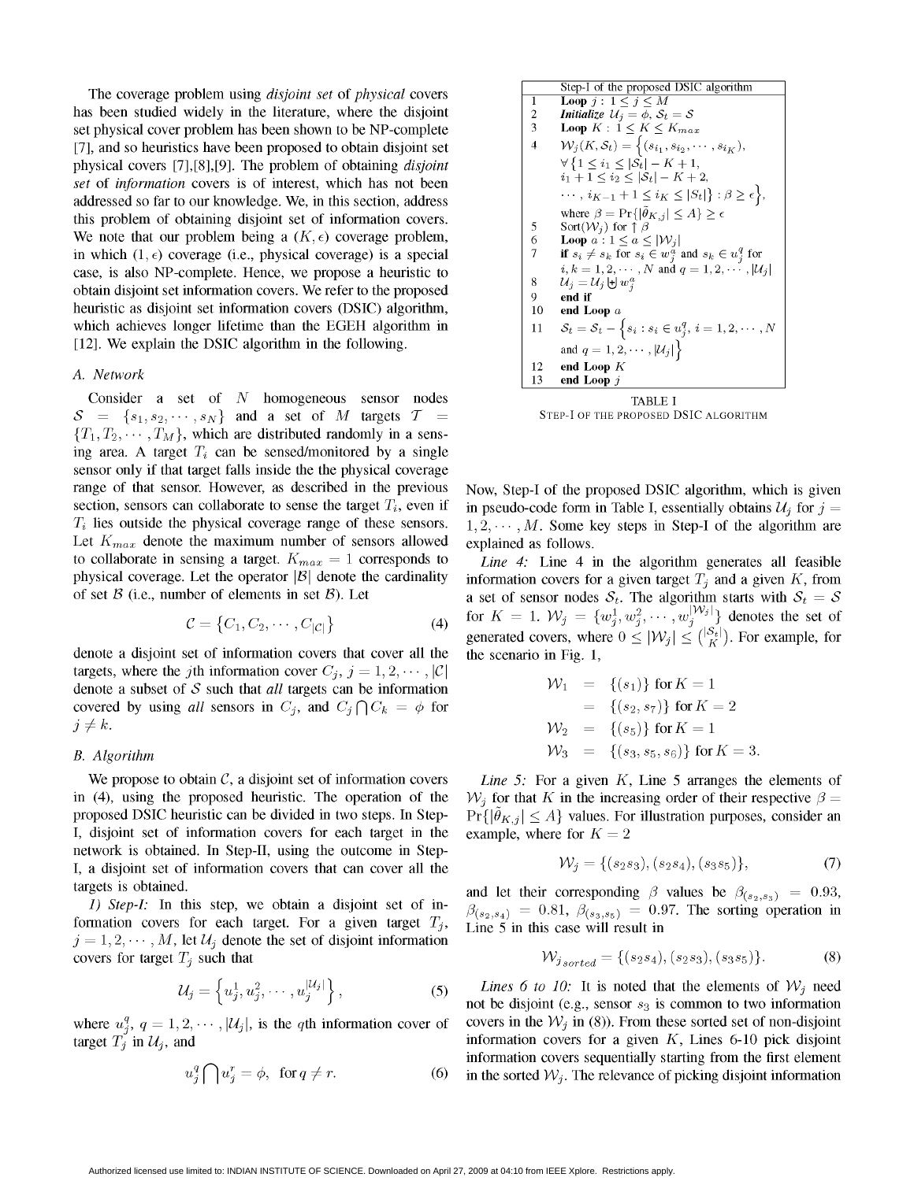The coverage problem using *disjoint set* of *physical* covers has been studied widely in the literature, where the disjoint set physical cover problem has been shown to be NP-complete [7], and so heuristics have been proposed to obtain disjoint set physical covers [7],[8],[9]. The problem of obtaining *disjoint set* of *information* covers is of interest, which has not been addressed so far to our knowledge. We, in this section, address this problem of obtaining disjoint set of information covers. We note that our problem being a $(K, \epsilon)$ coverage problem, in which $(1, \epsilon)$ coverage (i.e., physical coverage) is a special case, is also NP-complete. Hence, we propose a heuristic to obtain disjoint set information covers. We refer to the proposed heuristic as disjoint set information covers (DSIC) algorithm, which achieves longer lifetime than the EGEH algorithm in [12]. We explain the DSIC algorithm in the following.

### A. Network

Consider a set of $N$ homogeneous sensor nodes $\mathcal{S} = \{s_1, s_2, \cdots, s_N\}$ and a set of $M$ targets $\mathcal{T} = \{T_1, T_2, \cdots, T_M\}$, which are distributed randomly in a sensing area. A target $T_i$ can be sensed/monitored by a single sensor only if that target falls inside the the physical coverage range of that sensor. However, as described in the previous section, sensors can collaborate to sense the target $T_i$, even if $T_i$ lies outside the physical coverage range of these sensors. Let $K_{max}$ denote the maximum number of sensors allowed to collaborate in sensing a target. $K_{max} = 1$ corresponds to physical coverage. Let the operator $|\mathcal{B}|$ denote the cardinality of set $\mathcal{B}$ (i.e., number of elements in set $\mathcal{B}$). Let

$$\mathcal{C} = \left\{C_1, C_2, \cdots, C_{|\mathcal{C}|}\right\} \tag{4}$$

denote a disjoint set of information covers that cover all the targets, where the $j$th information cover $C_j$, $j = 1, 2, \cdots, |\mathcal{C}|$ denote a subset of $\mathcal{S}$ such that *all* targets can be information covered by using *all* sensors in $C_j$, and $C_j \bigcap C_k = \phi$ for $j \neq k$.

### B. Algorithm

We propose to obtain $\mathcal{C}$, a disjoint set of information covers in (4), using the proposed heuristic. The operation of the proposed DSIC heuristic can be divided in two steps. In Step-I, disjoint set of information covers for each target in the network is obtained. In Step-II, using the outcome in Step-I, a disjoint set of information covers that can cover all the targets is obtained.

*1) Step-I:* In this step, we obtain a disjoint set of information covers for each target. For a given target $T_j$, $j = 1, 2, \cdots, M$, let $\mathcal{U}_j$ denote the set of disjoint information covers for target $T_j$ such that

$$\mathcal{U}_j = \left\{u_j^1, u_j^2, \cdots, u_j^{|\mathcal{U}_j|}\right\}, \tag{5}$$

where $u_j^q$, $q = 1, 2, \cdots, |\mathcal{U}_j|$, is the $q$th information cover of target $T_j$ in $\mathcal{U}_j$, and

$$u_j^q \bigcap u_j^r = \phi, \quad \text{for } q \neq r. \tag{6}$$

| | Step-I of the proposed DSIC algorithm |
|---|---|
| 1 | **Loop** $j$ : $1 \leq j \leq M$ |
| 2 | ***Initialize*** $\mathcal{U}_j = \phi$, $\mathcal{S}_t = \mathcal{S}$ |
| 3 | **Loop** $K$ : $1 \leq K \leq K_{max}$ |
| 4 | $\mathcal{W}_j(K, \mathcal{S}_t) = \Big\{(s_{i_1}, s_{i_2}, \cdots, s_{i_K}),$ $\forall \{1 \leq i_1 \leq \lvert\mathcal{S}_t\rvert - K + 1,$ $i_1 + 1 \leq i_2 \leq \lvert\mathcal{S}_t\rvert - K + 2,$ $\cdots, i_{K-1} + 1 \leq i_K \leq \lvert\mathcal{S}_t\rvert\} : \beta \geq \epsilon\Big\},$ where $\beta = \Pr\{\lvert\tilde{\theta}_{K,j}\rvert \leq A\} \geq \epsilon$ |
| 5 | Sort($\mathcal{W}_j$) for $\uparrow \beta$ |
| 6 | **Loop** $a$ : $1 \leq a \leq \lvert\mathcal{W}_j\rvert$ |
| 7 | **if** $s_i \neq s_k$ for $s_i \in w_j^a$ and $s_k \in u_j^q$ for $i, k = 1, 2, \cdots, N$ and $q = 1, 2, \cdots, \lvert\mathcal{U}_j\rvert$ |
| 8 | $\mathcal{U}_j = \mathcal{U}_j \biguplus w_j^a$ |
| 9 | **end if** |
| 10 | **end Loop** $a$ |
| 11 | $\mathcal{S}_t = \mathcal{S}_t - \Big\{s_i : s_i \in u_j^q, i = 1, 2, \cdots, N$ and $q = 1, 2, \cdots, \lvert\mathcal{U}_j\rvert\Big\}$ |
| 12 | **end Loop** $K$ |
| 13 | **end Loop** $j$ |

TABLE I
STEP-I OF THE PROPOSED DSIC ALGORITHM

Now, Step-I of the proposed DSIC algorithm, which is given in pseudo-code form in Table I, essentially obtains $\mathcal{U}_j$ for $j = 1, 2, \cdots, M$. Some key steps in Step-I of the algorithm are explained as follows.

*Line 4:* Line 4 in the algorithm generates all feasible information covers for a given target $T_j$ and a given $K$, from a set of sensor nodes $\mathcal{S}_t$. The algorithm starts with $\mathcal{S}_t = \mathcal{S}$ for $K = 1$. $\mathcal{W}_j = \{w_j^1, w_j^2, \cdots, w_j^{|\mathcal{W}_j|}\}$ denotes the set of generated covers, where $0 \leq |\mathcal{W}_j| \leq \binom{|\mathcal{S}_t|}{K}$. For example, for the scenario in Fig. 1,

$$\begin{aligned}
\mathcal{W}_1 &= \{(s_1)\} \text{ for } K = 1 \\
&= \{(s_2, s_7)\} \text{ for } K = 2 \\
\mathcal{W}_2 &= \{(s_5)\} \text{ for } K = 1 \\
\mathcal{W}_3 &= \{(s_3, s_5, s_6)\} \text{ for } K = 3.
\end{aligned}$$

*Line 5:* For a given $K$, Line 5 arranges the elements of $\mathcal{W}_j$ for that $K$ in the increasing order of their respective $\beta = \Pr\{|\tilde{\theta}_{K,j}| \leq A\}$ values. For illustration purposes, consider an example, where for $K = 2$

$$\mathcal{W}_j = \{(s_2 s_3), (s_2 s_4), (s_3 s_5)\}, \tag{7}$$

and let their corresponding $\beta$ values be $\beta_{(s_2,s_3)} = 0.93$, $\beta_{(s_2,s_4)} = 0.81$, $\beta_{(s_3,s_5)} = 0.97$. The sorting operation in Line 5 in this case will result in

$$\mathcal{W}_{j_{sorted}} = \{(s_2 s_4), (s_2 s_3), (s_3 s_5)\}. \tag{8}$$

*Lines 6 to 10:* It is noted that the elements of $\mathcal{W}_j$ need not be disjoint (e.g., sensor $s_3$ is common to two information covers in the $\mathcal{W}_j$ in (8)). From these sorted set of non-disjoint information covers for a given $K$, Lines 6-10 pick disjoint information covers sequentially starting from the first element in the sorted $\mathcal{W}_j$. The relevance of picking disjoint information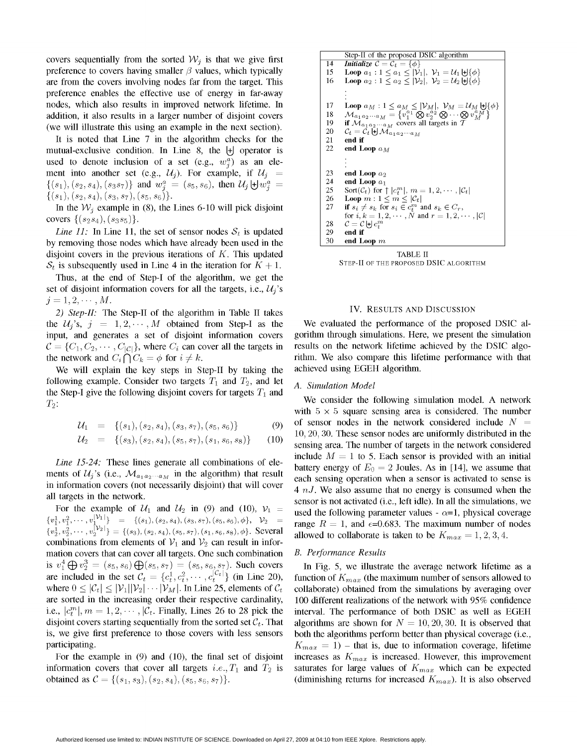covers sequentially from the sorted $\mathcal{W}_j$ is that we give first preference to covers having smaller $\beta$ values, which typically are from the covers involving nodes far from the target. This preference enables the effective use of energy in far-away nodes, which also results in improved network lifetime. In addition, it also results in a larger number of disjoint covers (we will illustrate this using an example in the next section).

It is noted that Line 7 in the algorithm checks for the mutual-exclusive condition. In Line 8, the $\uplus$ operator is used to denote inclusion of a set (e.g., $w_j^a$) as an element into another set (e.g., $\mathcal{U}_j$). For example, if $\mathcal{U}_j = \{(s_1),(s_2,s_4),(s_3 s_7)\}$ and $w_j^a = (s_5,s_6)$, then $\mathcal{U}_j \uplus w_j^a = \{(s_1),(s_2,s_4),(s_3,s_7),(s_5,s_6)\}$.

In the $\mathcal{W}_j$ example in (8), the Lines 6-10 will pick disjoint covers $\{(s_2 s_4),(s_3 s_5)\}$.

*Line 11:* In Line 11, the set of sensor nodes $\mathcal{S}_t$ is updated by removing those nodes which have already been used in the disjoint covers in the previous iterations of $K$. This updated $\mathcal{S}_t$ is subsequently used in Line 4 in the iteration for $K+1$.

Thus, at the end of Step-I of the algorithm, we get the set of disjoint information covers for all the targets, i.e., $\mathcal{U}_j$'s $j = 1,2,\cdots,M$.

*2) Step-II:* The Step-II of the algorithm in Table II takes the $\mathcal{U}_j$'s, $j = 1,2,\cdots,M$ obtained from Step-I as the input, and generates a set of disjoint information covers $\mathcal{C} = \{C_1, C_2, \cdots, C_{|\mathcal{C}|}\}$, where $C_i$ can cover all the targets in the network and $C_i \bigcap C_k = \phi$ for $i \neq k$.

We will explain the key steps in Step-II by taking the following example. Consider two targets $T_1$ and $T_2$, and let the Step-I give the following disjoint covers for targets $T_1$ and $T_2$:

$$\mathcal{U}_1 = \{(s_1),(s_2,s_4),(s_3,s_7),(s_5,s_6)\} \quad (9)$$

$$\mathcal{U}_2 = \{(s_3),(s_2,s_4),(s_5,s_7),(s_1,s_6,s_8)\} \quad (10)$$

*Line 15-24:* These lines generate all combinations of elements of $\mathcal{U}_j$'s (i.e., $\mathcal{M}_{a_1 a_2 \cdots a_M}$ in the algorithm) that result in information covers (not necessarily disjoint) that will cover all targets in the network.

For the example of $\mathcal{U}_1$ and $\mathcal{U}_2$ in (9) and (10), $\mathcal{V}_1 = \{v_1^1, v_1^2, \cdots, v_1^{|\mathcal{V}_1|}\} = \{(s_1),(s_2,s_4),(s_3,s_7),(s_5,s_6),\phi\}$, $\mathcal{V}_2 = \{v_2^1, v_2^2, \cdots, v_2^{|\mathcal{V}_2|}\} = \{(s_3),(s_2,s_4),(s_5,s_7),(s_1,s_6,s_8),\phi\}$. Several combinations from elements of $\mathcal{V}_1$ and $\mathcal{V}_2$ can result in information covers that can cover all targets. One such combination is $v_1^4 \bigoplus v_2^3 = (s_5,s_6) \bigoplus (s_5,s_7) = (s_5,s_6,s_7)$. Such covers are included in the set $\mathcal{C}_t = \{c_t^1, c_t^2, \cdots, c_t^{|\mathcal{C}_t|}\}$ (in Line 20), where $0 \leq |\mathcal{C}_t| \leq |\mathcal{V}_1||\mathcal{V}_2| \cdots |\mathcal{V}_M|$. In Line 25, elements of $\mathcal{C}_t$ are sorted in the increasing order their respective cardinality, i.e., $|c_t^m|, m = 1,2,\cdots,|\mathcal{C}_t$. Finally, Lines 26 to 28 pick the disjoint covers starting sequentially from the sorted set $\mathcal{C}_t$. That is, we give first preference to those covers with less sensors participating.

For the example in (9) and (10), the final set of disjoint information covers that cover all targets *i.e.*, $T_1$ and $T_2$ is obtained as $\mathcal{C} = \{(s_1,s_3),(s_2,s_4),(s_5,s_6,s_7)\}$.

| | Step-II of the proposed DSIC algorithm |
|---|---|
| 14 | ***Initialize*** $\mathcal{C} = \mathcal{C}_t = \{\phi\}$ |
| 15 | **Loop** $a_1 : 1 \leq a_1 \leq |\mathcal{V}_1|$, $\mathcal{V}_1 = \mathcal{U}_1 \uplus \{\phi\}$ |
| 16 | **Loop** $a_2 : 1 \leq a_2 \leq |\mathcal{V}_2|$, $\mathcal{V}_2 = \mathcal{U}_2 \uplus \{\phi\}$ |
| | $\vdots$ |
| 17 | **Loop** $a_M : 1 \leq a_M \leq |\mathcal{V}_M|$, $\mathcal{V}_M = \mathcal{U}_M \uplus \{\phi\}$ |
| 18 | $\mathcal{M}_{a_1 a_2 \cdots a_M} = \{v_1^{a_1} \bigotimes v_2^{a_2} \bigotimes \cdots \bigotimes v_M^{a_M}\}$ |
| 19 | **if** $\mathcal{M}_{a_1 a_2 \cdots a_M}$ covers all targets in $\mathcal{T}$ |
| 20 | $\mathcal{C}_t = \mathcal{C}_t \uplus \mathcal{M}_{a_1 a_2 \cdots a_M}$ |
| 21 | **end if** |
| 22 | **end Loop** $a_M$ |
| | $\vdots$ |
| 23 | **end Loop** $a_2$ |
| 24 | **end Loop** $a_1$ |
| 25 | Sort($\mathcal{C}_t$) for $\uparrow |c_t^m|$, $m = 1,2,\cdots,|\mathcal{C}_t|$ |
| 26 | **Loop** $m : 1 \leq m \leq |\mathcal{C}_t|$ |
| 27 | **if** $s_i \neq s_k$ for $s_i \in c_t^m$ and $s_k \in C_r$, for $i,k = 1,2,\cdots,N$ and $r = 1,2,\cdots,|\mathcal{C}|$ |
| 28 | $\mathcal{C} = \mathcal{C} \uplus c_t^m$ |
| 29 | **end if** |
| 30 | **end Loop** $m$ |

TABLE II
STEP-II OF THE PROPOSED DSIC ALGORITHM

## IV. RESULTS AND DISCUSSION

We evaluated the performance of the proposed DSIC algorithm through simulations. Here, we present the simulation results on the network lifetime achieved by the DSIC algorithm. We also compare this lifetime performance with that achieved using EGEH algorithm.

### A. Simulation Model

We consider the following simulation model. A network with $5 \times 5$ square sensing area is considered. The number of sensor nodes in the network considered include $N = 10, 20, 30$. These sensor nodes are uniformly distributed in the sensing area. The number of targets in the network considered include $M = 1$ to 5. Each sensor is provided with an initial battery energy of $E_0 = 2$ Joules. As in [14], we assume that each sensing operation when a sensor is activated to sense is $4\ nJ$. We also assume that no energy is consumed when the sensor is not activated (i.e., left idle). In all the simulations, we used the following parameter values - $\alpha$=1, physical coverage range $R = 1$, and $\epsilon$=0.683. The maximum number of nodes allowed to collaborate is taken to be $K_{max} = 1, 2, 3, 4$.

### B. Performance Results

In Fig. 5, we illustrate the average network lifetime as a function of $K_{max}$ (the maximum number of sensors allowed to collaborate) obtained from the simulations by averaging over 100 different realizations of the network with 95% confidence interval. The performance of both DSIC as well as EGEH algorithms are shown for $N = 10, 20, 30$. It is observed that both the algorithms perform better than physical coverage (i.e., $K_{max} = 1$) – that is, due to information coverage, lifetime increases as $K_{max}$ is increased. However, this improvement saturates for large values of $K_{max}$ which can be expected (diminishing returns for increased $K_{max}$). It is also observed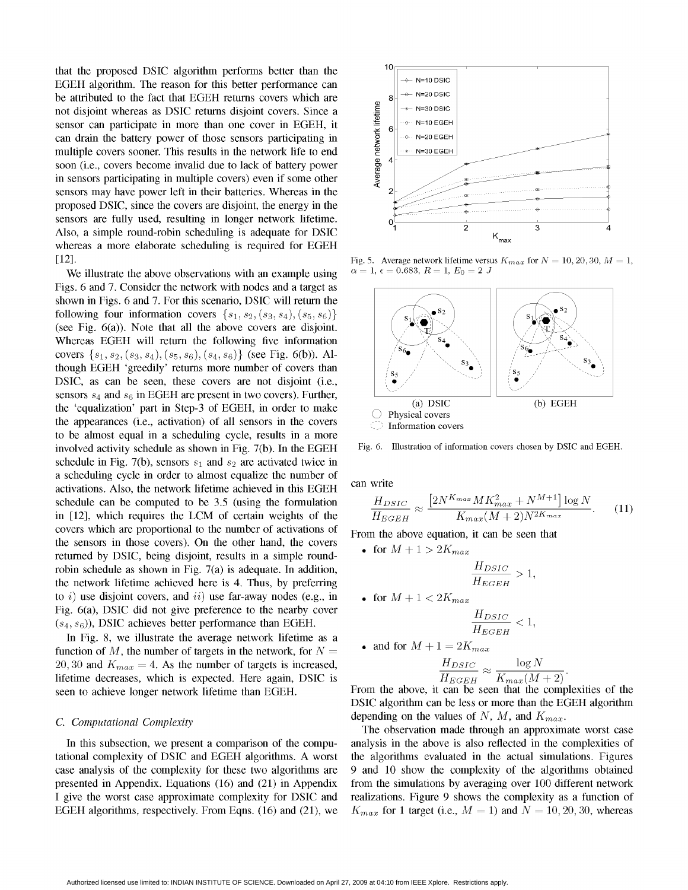that the proposed DSIC algorithm performs better than the EGEH algorithm. The reason for this better performance can be attributed to the fact that EGEH returns covers which are not disjoint whereas as DSIC returns disjoint covers. Since a sensor can participate in more than one cover in EGEH, it can drain the battery power of those sensors participating in multiple covers sooner. This results in the network life to end soon (i.e., covers become invalid due to lack of battery power in sensors participating in multiple covers) even if some other sensors may have power left in their batteries. Whereas in the proposed DSIC, since the covers are disjoint, the energy in the sensors are fully used, resulting in longer network lifetime. Also, a simple round-robin scheduling is adequate for DSIC whereas a more elaborate scheduling is required for EGEH [12].

We illustrate the above observations with an example using Figs. 6 and 7. Consider the network with nodes and a target as shown in Figs. 6 and 7. For this scenario, DSIC will return the following four information covers $\{s_1, s_2, (s_3, s_4), (s_5, s_6)\}$ (see Fig. 6(a)). Note that all the above covers are disjoint. Whereas EGEH will return the following five information covers $\{s_1, s_2, (s_3, s_4), (s_5, s_6), (s_4, s_6)\}$ (see Fig. 6(b)). Although EGEH 'greedily' returns more number of covers than DSIC, as can be seen, these covers are not disjoint (i.e., sensors $s_4$ and $s_6$ in EGEH are present in two covers). Further, the 'equalization' part in Step-3 of EGEH, in order to make the appearances (i.e., activation) of all sensors in the covers to be almost equal in a scheduling cycle, results in a more involved activity schedule as shown in Fig. 7(b). In the EGEH schedule in Fig. 7(b), sensors $s_1$ and $s_2$ are activated twice in a scheduling cycle in order to almost equalize the number of activations. Also, the network lifetime achieved in this EGEH schedule can be computed to be 3.5 (using the formulation in [12], which requires the LCM of certain weights of the covers which are proportional to the number of activations of the sensors in those covers). On the other hand, the covers returned by DSIC, being disjoint, results in a simple round-robin schedule as shown in Fig. 7(a) is adequate. In addition, the network lifetime achieved here is 4. Thus, by preferring to *i*) use disjoint covers, and *ii*) use far-away nodes (e.g., in Fig. 6(a), DSIC did not give preference to the nearby cover $(s_4, s_6)$), DSIC achieves better performance than EGEH.

In Fig. 8, we illustrate the average network lifetime as a function of $M$, the number of targets in the network, for $N = 20, 30$ and $K_{max} = 4$. As the number of targets is increased, lifetime decreases, which is expected. Here again, DSIC is seen to achieve longer network lifetime than EGEH.

### C. Computational Complexity

In this subsection, we present a comparison of the computational complexity of DSIC and EGEH algorithms. A worst case analysis of the complexity for these two algorithms are presented in Appendix. Equations (16) and (21) in Appendix I give the worst case approximate complexity for DSIC and EGEH algorithms, respectively. From Eqns. (16) and (21), we can write

$$\frac{H_{DSIC}}{H_{EGEH}} \approx \frac{\left[2N^{K_{max}} M K_{max}^2 + N^{M+1}\right] \log N}{K_{max}(M+2)N^{2K_{max}}}. \tag{11}$$

From the above equation, it can be seen that

- for $M + 1 > 2K_{max}$
$$\frac{H_{DSIC}}{H_{EGEH}} > 1,$$
- for $M + 1 < 2K_{max}$
$$\frac{H_{DSIC}}{H_{EGEH}} < 1,$$
- and for $M + 1 = 2K_{max}$
$$\frac{H_{DSIC}}{H_{EGEH}} \approx \frac{\log N}{K_{max}(M+2)}.$$

From the above, it can be seen that the complexities of the DSIC algorithm can be less or more than the EGEH algorithm depending on the values of $N$, $M$, and $K_{max}$.

The observation made through an approximate worst case analysis in the above is also reflected in the complexities of the algorithms evaluated in the actual simulations. Figures 9 and 10 show the complexity of the algorithms obtained from the simulations by averaging over 100 different network realizations. Figure 9 shows the complexity as a function of $K_{max}$ for 1 target (i.e., $M = 1$) and $N = 10, 20, 30$, whereas

Fig. 5. Average network lifetime versus $K_{max}$ for $N = 10, 20, 30$, $M = 1$, $\alpha = 1$, $\epsilon = 0.683$, $R = 1$, $E_0 = 2$ J

Fig. 6. Illustration of information covers chosen by DSIC and EGEH.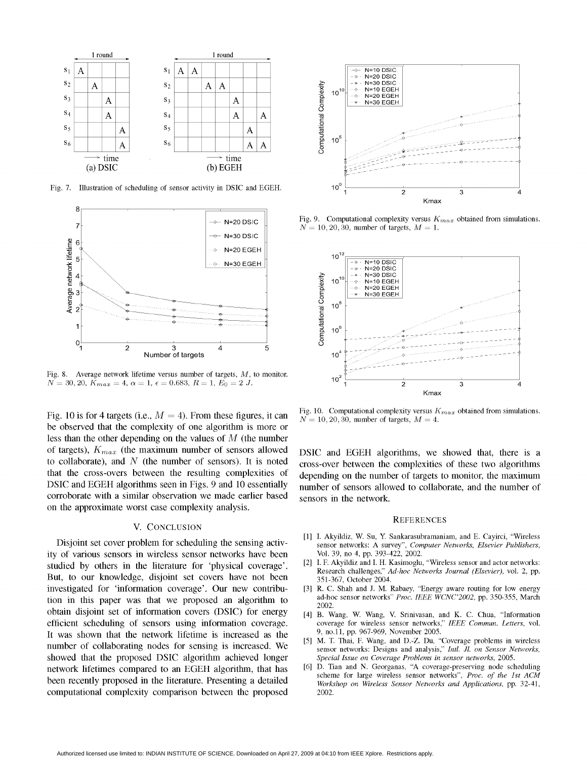Fig. 7. Illustration of scheduling of sensor activity in DSIC and EGEH.

Fig. 8. Average network lifetime versus number of targets, $M$, to monitor. $N = 30, 20$, $K_{max} = 4$, $\alpha = 1$, $\epsilon = 0.683$, $R = 1$, $E_0 = 2$ $J$.

Fig. 9. Computational complexity versus $K_{max}$ obtained from simulations. $N = 10, 20, 30$, number of targets, $M = 1$.

Fig. 10. Computational complexity versus $K_{max}$ obtained from simulations. $N = 10, 20, 30$, number of targets, $M = 4$.

Fig. 10 is for 4 targets (i.e., $M = 4$). From these figures, it can be observed that the complexity of one algorithm is more or less than the other depending on the values of $M$ (the number of targets), $K_{max}$ (the maximum number of sensors allowed to collaborate), and $N$ (the number of sensors). It is noted that the cross-overs between the resulting complexities of DSIC and EGEH algorithms seen in Figs. 9 and 10 essentially corroborate with a similar observation we made earlier based on the approximate worst case complexity analysis.

## V. Conclusion

Disjoint set cover problem for scheduling the sensing activity of various sensors in wireless sensor networks have been studied by others in the literature for 'physical coverage'. But, to our knowledge, disjoint set covers have not been investigated for 'information coverage'. Our new contribution in this paper was that we proposed an algorithm to obtain disjoint set of information covers (DSIC) for energy efficient scheduling of sensors using information coverage. It was shown that the network lifetime is increased as the number of collaborating nodes for sensing is increased. We showed that the proposed DSIC algorithm achieved longer network lifetimes compared to an EGEH algorithm, that has been recently proposed in the literature. Presenting a detailed computational complexity comparison between the proposed DSIC and EGEH algorithms, we showed that, there is a cross-over between the complexities of these two algorithms depending on the number of targets to monitor, the maximum number of sensors allowed to collaborate, and the number of sensors in the network.

## References

[1] I. Akyildiz, W. Su, Y. Sankarasubramaniam, and E. Cayirci, "Wireless sensor networks: A survey", *Computer Networks, Elsevier Publishers*, Vol. 39, no 4, pp. 393-422, 2002.

[2] I. F. Akyildiz and I. H. Kasimoglu, "Wireless sensor and actor networks: Research challenges," *Ad-hoc Networks Journal (Elsevier)*, vol. 2, pp. 351-367, October 2004.

[3] R. C. Shah and J. M. Rabaey, "Energy aware routing for low energy ad-hoc sensor networks" *Proc. IEEE WCNC'2002*, pp. 350-355, March 2002.

[4] B. Wang, W. Wang, V. Srinivasan, and K. C. Chua, "Information coverage for wireless sensor networks," *IEEE Commun. Letters*, vol. 9, no.11, pp. 967-969, November 2005.

[5] M. T. Thai, F. Wang, and D.-Z. Du, "Coverage problems in wireless sensor networks: Designs and analysis," *Intl. Jl. on Sensor Networks, Special Issue on Coverage Problems in sensor networks*, 2005.

[6] D. Tian and N. Georganas, "A coverage-preserving node scheduling scheme for large wireless sensor networks", *Proc. of the 1st ACM Workshop on Wireless Sensor Networks and Applications*, pp. 32-41, 2002.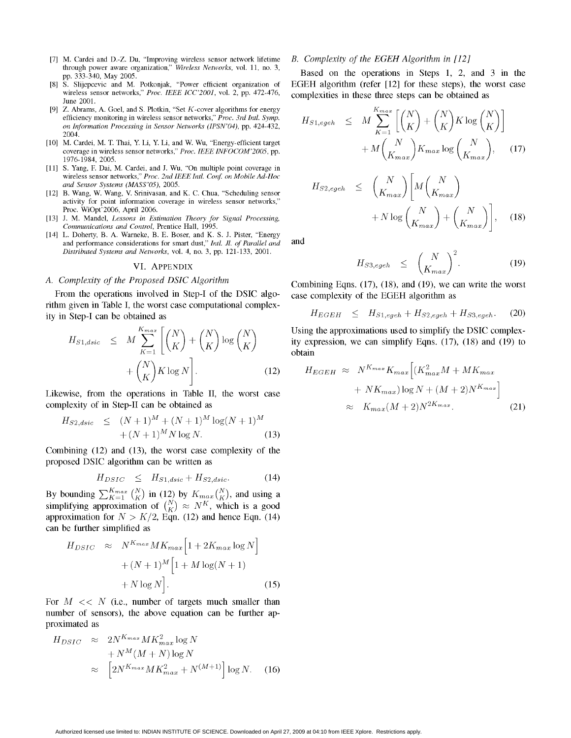[7] M. Cardei and D.-Z. Du, "Improving wireless sensor network lifetime through power aware organization," *Wireless Networks*, vol. 11, no. 3, pp. 333-340, May 2005.

[8] S. Slijepcevic and M. Potkonjak, "Power efficient organization of wireless sensor networks," *Proc. IEEE ICC'2001*, vol. 2, pp. 472-476, June 2001.

[9] Z. Abrams, A. Goel, and S. Plotkin, "Set $K$-cover algorithms for energy efficiency monitoring in wireless sensor networks," *Proc. 3rd Intl. Symp. on Information Processing in Sensor Networks (IPSN'04)*, pp. 424-432, 2004.

[10] M. Cardei, M. T. Thai, Y. Li, Y. Li, and W. Wu, "Energy-efficient target coverage in wireless sensor networks," *Proc. IEEE INFOCOM'2005*, pp. 1976-1984, 2005.

[11] S. Yang, F. Dai, M. Cardei, and J. Wu, "On multiple point coverage in wireless sensor networks," *Proc. 2nd IEEE Intl. Conf. on Mobile Ad-Hoc and Sensor Systems (MASS'05)*, 2005.

[12] B. Wang, W. Wang, V. Srinivasan, and K. C. Chua, "Scheduling sensor activity for point information coverage in wireless sensor networks," Proc. WiOpt'2006, April 2006.

[13] J. M. Mandel, *Lessons in Estimation Theory for Signal Processing, Communications and Control*, Prentice Hall, 1995.

[14] L. Doherty, B. A. Warneke, B. E. Boser, and K. S. J. Pister, "Energy and performance considerations for smart dust," *Intl. Jl. of Parallel and Distributed Systems and Networks*, vol. 4, no. 3, pp. 121-133, 2001.

## VI. Appendix

### A. Complexity of the Proposed DSIC Algorithm

From the operations involved in Step-I of the DSIC algorithm given in Table I, the worst case computational complexity in Step-I can be obtained as

$$H_{S1,dsic} \leq M \sum_{K=1}^{K_{max}} \left[ \binom{N}{K} + \binom{N}{K} \log \binom{N}{K} + \binom{N}{K} K \log N \right]. \quad (12)$$

Likewise, from the operations in Table II, the worst case complexity of in Step-II can be obtained as

$$H_{S2,dsic} \leq (N+1)^M + (N+1)^M \log(N+1)^M + (N+1)^M N \log N. \quad (13)$$

Combining (12) and (13), the worst case complexity of the proposed DSIC algorithm can be written as

$$H_{DSIC} \leq H_{S1,dsic} + H_{S2,dsic}. \quad (14)$$

By bounding $\sum_{K=1}^{K_{max}} \binom{N}{K}$ in (12) by $K_{max}\binom{N}{K}$, and using a simplifying approximation of $\binom{N}{K} \approx N^K$, which is a good approximation for $N > K/2$, Eqn. (12) and hence Eqn. (14) can be further simplified as

$$H_{DSIC} \approx N^{K_{max}} M K_{max} \Big[ 1 + 2K_{max} \log N \Big] + (N+1)^M \Big[ 1 + M \log(N+1) + N \log N \Big]. \quad (15)$$

For $M << N$ (i.e., number of targets much smaller than number of sensors), the above equation can be further approximated as

$$H_{DSIC} \approx 2N^{K_{max}} M K_{max}^2 \log N + N^M (M+N) \log N \approx \Big[ 2N^{K_{max}} M K_{max}^2 + N^{(M+1)} \Big] \log N. \quad (16)$$

### B. Complexity of the EGEH Algorithm in [12]

Based on the operations in Steps 1, 2, and 3 in the EGEH algorithm (refer [12] for these steps), the worst case complexities in these three steps can be obtained as

$$H_{S1,egeh} \leq M \sum_{K=1}^{K_{max}} \left[ \binom{N}{K} + \binom{N}{K} K \log \binom{N}{K} \right] + M \binom{N}{K_{max}} K_{max} \log \binom{N}{K_{max}}, \quad (17)$$

$$H_{S2,egeh} \leq \binom{N}{K_{max}} \left[ M \binom{N}{K_{max}} + N \log \binom{N}{K_{max}} + \binom{N}{K_{max}} \right], \quad (18)$$

and

$$H_{S3,egeh} \leq \binom{N}{K_{max}}^2. \quad (19)$$

Combining Eqns. (17), (18), and (19), we can write the worst case complexity of the EGEH algorithm as

$$H_{EGEH} \leq H_{S1,egeh} + H_{S2,egeh} + H_{S3,egeh}. \quad (20)$$

Using the approximations used to simplify the DSIC complexity expression, we can simplify Eqns. (17), (18) and (19) to obtain

$$H_{EGEH} \approx N^{K_{max}} K_{max} \Big[ (K_{max}^2 M + M K_{max} + N K_{max}) \log N + (M+2) N^{K_{max}} \Big] \approx K_{max} (M+2) N^{2K_{max}}. \quad (21)$$